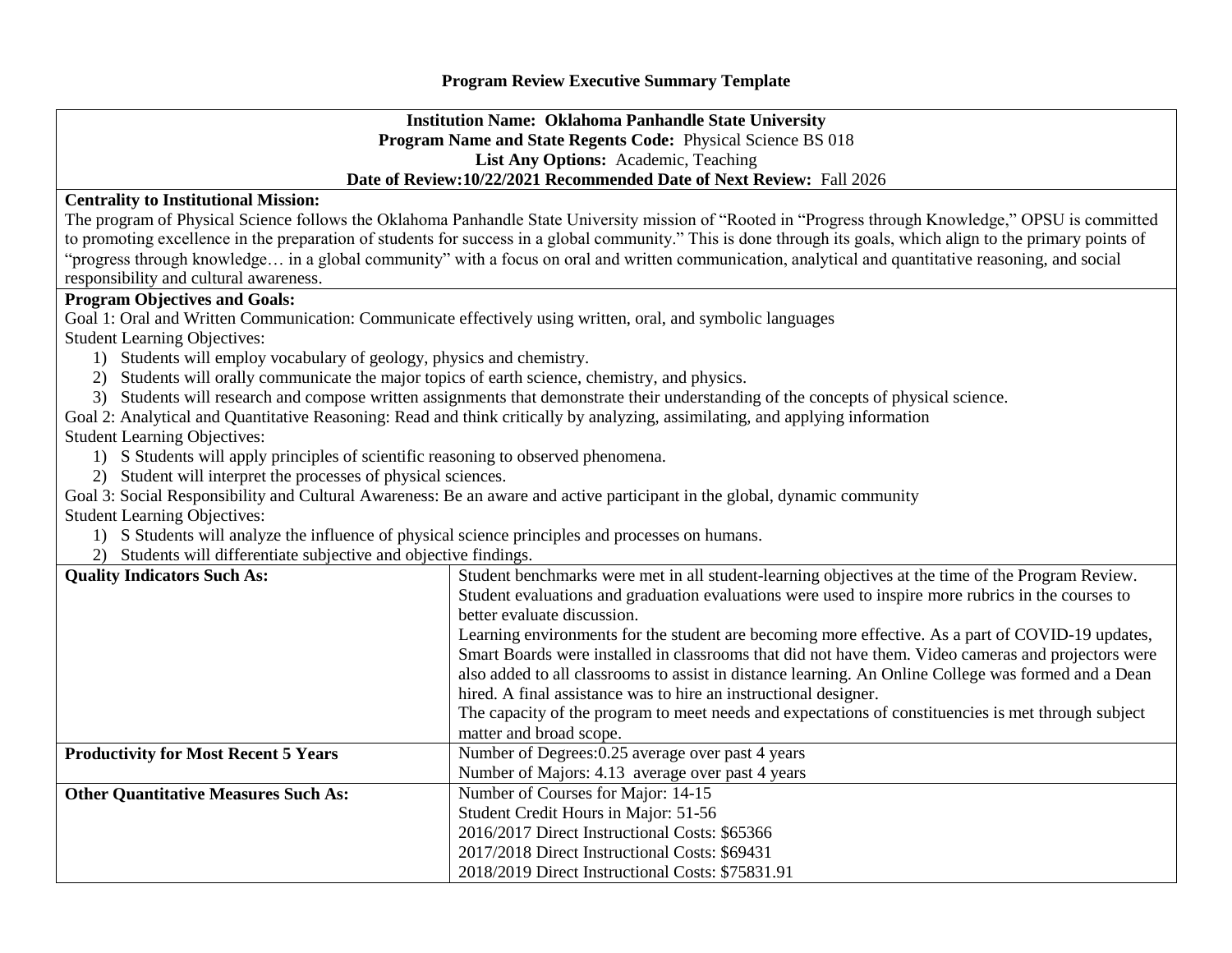# Program Review Executive Summary Template

**Institution Name: Oklahoma Panhandle State University**
**Program Name and State Regents Code:** Physical Science BS 018
**List Any Options:** Academic, Teaching
**Date of Review:10/22/2021 Recommended Date of Next Review:** Fall 2026

**Centrality to Institutional Mission:**

The program of Physical Science follows the Oklahoma Panhandle State University mission of "Rooted in "Progress through Knowledge," OPSU is committed to promoting excellence in the preparation of students for success in a global community." This is done through its goals, which align to the primary points of "progress through knowledge… in a global community" with a focus on oral and written communication, analytical and quantitative reasoning, and social responsibility and cultural awareness.

**Program Objectives and Goals:**

Goal 1: Oral and Written Communication: Communicate effectively using written, oral, and symbolic languages

Student Learning Objectives:

1) Students will employ vocabulary of geology, physics and chemistry.
2) Students will orally communicate the major topics of earth science, chemistry, and physics.
3) Students will research and compose written assignments that demonstrate their understanding of the concepts of physical science.

Goal 2: Analytical and Quantitative Reasoning: Read and think critically by analyzing, assimilating, and applying information

Student Learning Objectives:

1) S Students will apply principles of scientific reasoning to observed phenomena.
2) Student will interpret the processes of physical sciences.

Goal 3: Social Responsibility and Cultural Awareness: Be an aware and active participant in the global, dynamic community

Student Learning Objectives:

1) S Students will analyze the influence of physical science principles and processes on humans.
2) Students will differentiate subjective and objective findings.

| | |
|---|---|
| **Quality Indicators Such As:** | Student benchmarks were met in all student-learning objectives at the time of the Program Review. Student evaluations and graduation evaluations were used to inspire more rubrics in the courses to better evaluate discussion. Learning environments for the student are becoming more effective. As a part of COVID-19 updates, Smart Boards were installed in classrooms that did not have them. Video cameras and projectors were also added to all classrooms to assist in distance learning. An Online College was formed and a Dean hired. A final assistance was to hire an instructional designer. The capacity of the program to meet needs and expectations of constituencies is met through subject matter and broad scope. |
| **Productivity for Most Recent 5 Years** | Number of Degrees:0.25 average over past 4 years<br>Number of Majors: 4.13 average over past 4 years |
| **Other Quantitative Measures Such As:** | Number of Courses for Major: 14-15<br>Student Credit Hours in Major: 51-56<br>2016/2017 Direct Instructional Costs: $65366<br>2017/2018 Direct Instructional Costs: $69431<br>2018/2019 Direct Instructional Costs: $75831.91 |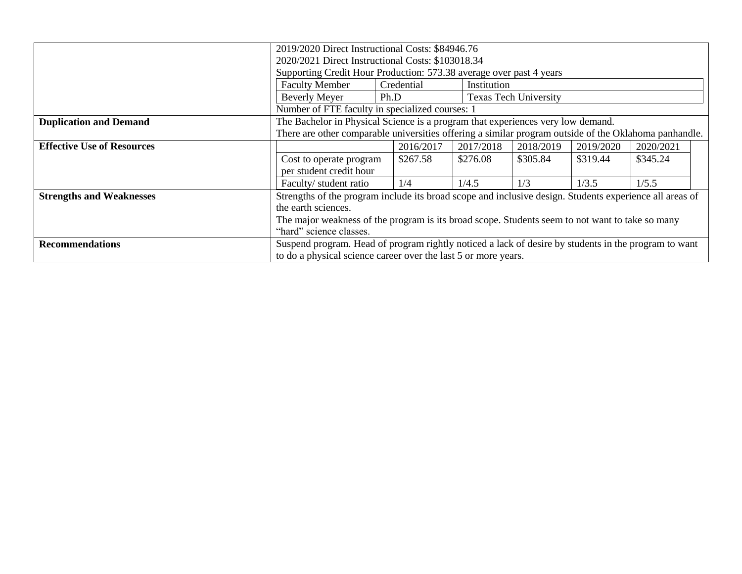| | |
|---|---|
| | 2019/2020 Direct Instructional Costs: $84946.76<br>2020/2021 Direct Instructional Costs: $103018.34<br>Supporting Credit Hour Production: 573.38 average over past 4 years<br>Faculty Member: Beverly Meyer; Credential: Ph.D; Institution: Texas Tech University<br>Number of FTE faculty in specialized courses: 1 |
| **Duplication and Demand** | The Bachelor in Physical Science is a program that experiences very low demand.<br>There are other comparable universities offering a similar program outside of the Oklahoma panhandle. |
| **Effective Use of Resources** | See table below |
| **Strengths and Weaknesses** | Strengths of the program include its broad scope and inclusive design. Students experience all areas of the earth sciences.<br>The major weakness of the program is its broad scope. Students seem to not want to take so many “hard” science classes. |
| **Recommendations** | Suspend program. Head of program rightly noticed a lack of desire by students in the program to want to do a physical science career over the last 5 or more years. |

| Faculty Member | Credential | Institution |
|---|---|---|
| Beverly Meyer | Ph.D | Texas Tech University |

**Effective Use of Resources**

| | 2016/2017 | 2017/2018 | 2018/2019 | 2019/2020 | 2020/2021 |
|---|---|---|---|---|---|
| Cost to operate program per student credit hour | $267.58 | $276.08 | $305.84 | $319.44 | $345.24 |
| Faculty/ student ratio | 1/4 | 1/4.5 | 1/3 | 1/3.5 | 1/5.5 |